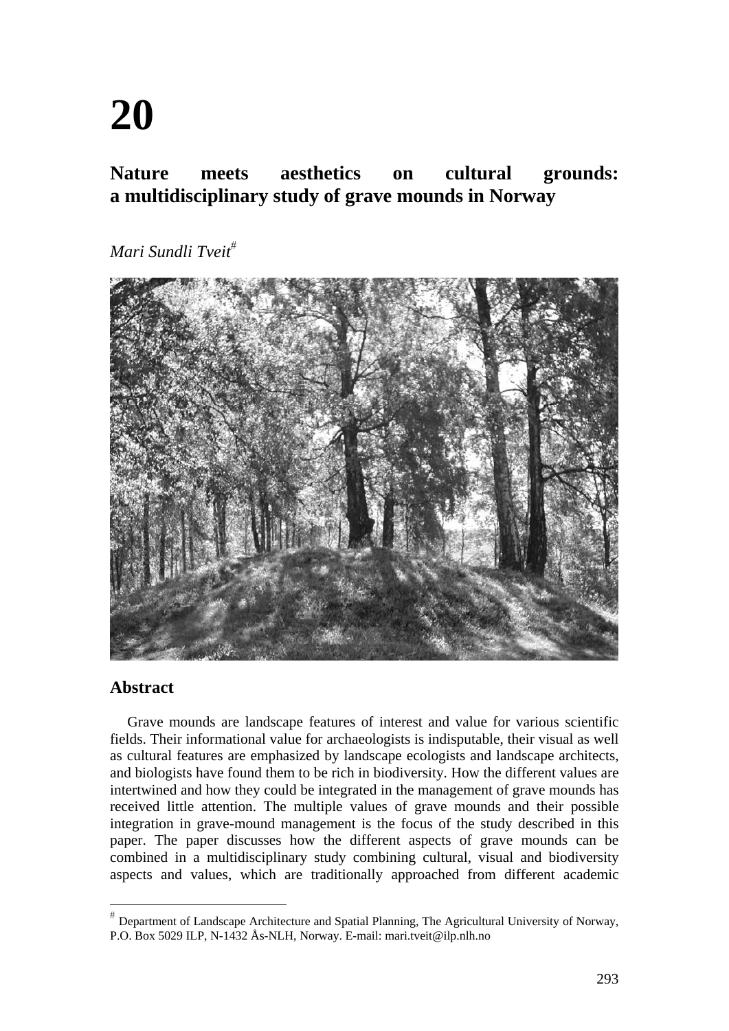# 20

## Nature meets aesthetics on cultural grounds: a multidisciplinary study of grave mounds in Norway

*Mari Sundli Tveit*[#]

## Abstract

Grave mounds are landscape features of interest and value for various scientific fields. Their informational value for archaeologists is indisputable, their visual as well as cultural features are emphasized by landscape ecologists and landscape architects, and biologists have found them to be rich in biodiversity. How the different values are intertwined and how they could be integrated in the management of grave mounds has received little attention. The multiple values of grave mounds and their possible integration in grave-mound management is the focus of the study described in this paper. The paper discusses how the different aspects of grave mounds can be combined in a multidisciplinary study combining cultural, visual and biodiversity aspects and values, which are traditionally approached from different academic

[#] Department of Landscape Architecture and Spatial Planning, The Agricultural University of Norway, P.O. Box 5029 ILP, N-1432 Ås-NLH, Norway. E-mail: mari.tveit@ilp.nlh.no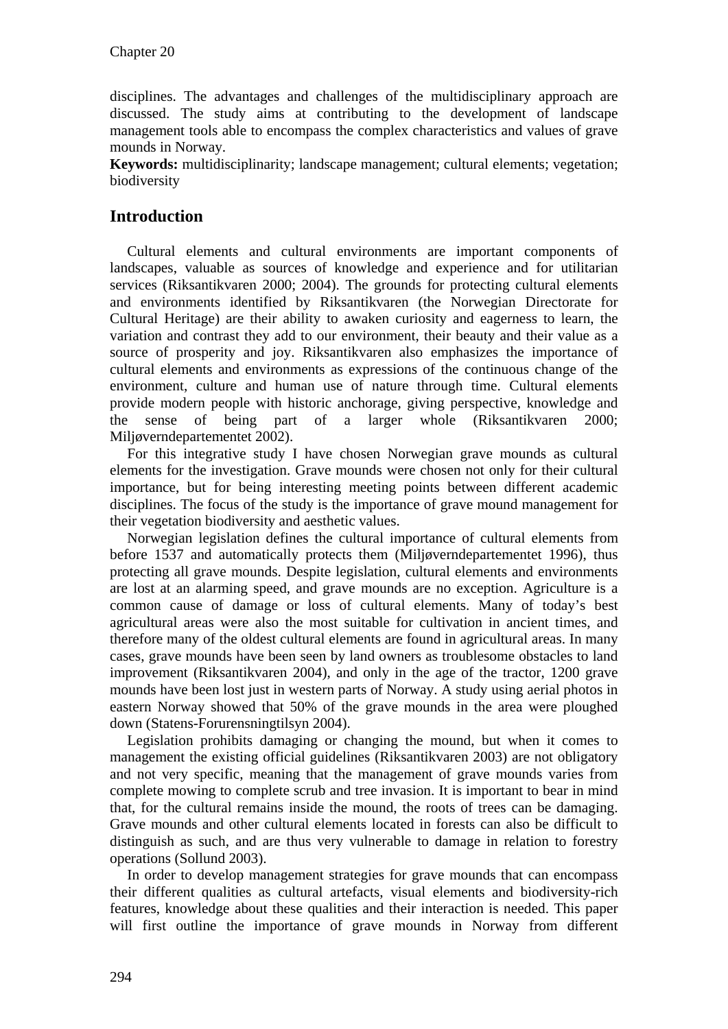disciplines. The advantages and challenges of the multidisciplinary approach are discussed. The study aims at contributing to the development of landscape management tools able to encompass the complex characteristics and values of grave mounds in Norway.

**Keywords:** multidisciplinarity; landscape management; cultural elements; vegetation; biodiversity

## Introduction

Cultural elements and cultural environments are important components of landscapes, valuable as sources of knowledge and experience and for utilitarian services (Riksantikvaren 2000; 2004). The grounds for protecting cultural elements and environments identified by Riksantikvaren (the Norwegian Directorate for Cultural Heritage) are their ability to awaken curiosity and eagerness to learn, the variation and contrast they add to our environment, their beauty and their value as a source of prosperity and joy. Riksantikvaren also emphasizes the importance of cultural elements and environments as expressions of the continuous change of the environment, culture and human use of nature through time. Cultural elements provide modern people with historic anchorage, giving perspective, knowledge and the sense of being part of a larger whole (Riksantikvaren 2000; Miljøverndepartementet 2002).

For this integrative study I have chosen Norwegian grave mounds as cultural elements for the investigation. Grave mounds were chosen not only for their cultural importance, but for being interesting meeting points between different academic disciplines. The focus of the study is the importance of grave mound management for their vegetation biodiversity and aesthetic values.

Norwegian legislation defines the cultural importance of cultural elements from before 1537 and automatically protects them (Miljøverndepartementet 1996), thus protecting all grave mounds. Despite legislation, cultural elements and environments are lost at an alarming speed, and grave mounds are no exception. Agriculture is a common cause of damage or loss of cultural elements. Many of today's best agricultural areas were also the most suitable for cultivation in ancient times, and therefore many of the oldest cultural elements are found in agricultural areas. In many cases, grave mounds have been seen by land owners as troublesome obstacles to land improvement (Riksantikvaren 2004), and only in the age of the tractor, 1200 grave mounds have been lost just in western parts of Norway. A study using aerial photos in eastern Norway showed that 50% of the grave mounds in the area were ploughed down (Statens-Forurensningtilsyn 2004).

Legislation prohibits damaging or changing the mound, but when it comes to management the existing official guidelines (Riksantikvaren 2003) are not obligatory and not very specific, meaning that the management of grave mounds varies from complete mowing to complete scrub and tree invasion. It is important to bear in mind that, for the cultural remains inside the mound, the roots of trees can be damaging. Grave mounds and other cultural elements located in forests can also be difficult to distinguish as such, and are thus very vulnerable to damage in relation to forestry operations (Sollund 2003).

In order to develop management strategies for grave mounds that can encompass their different qualities as cultural artefacts, visual elements and biodiversity-rich features, knowledge about these qualities and their interaction is needed. This paper will first outline the importance of grave mounds in Norway from different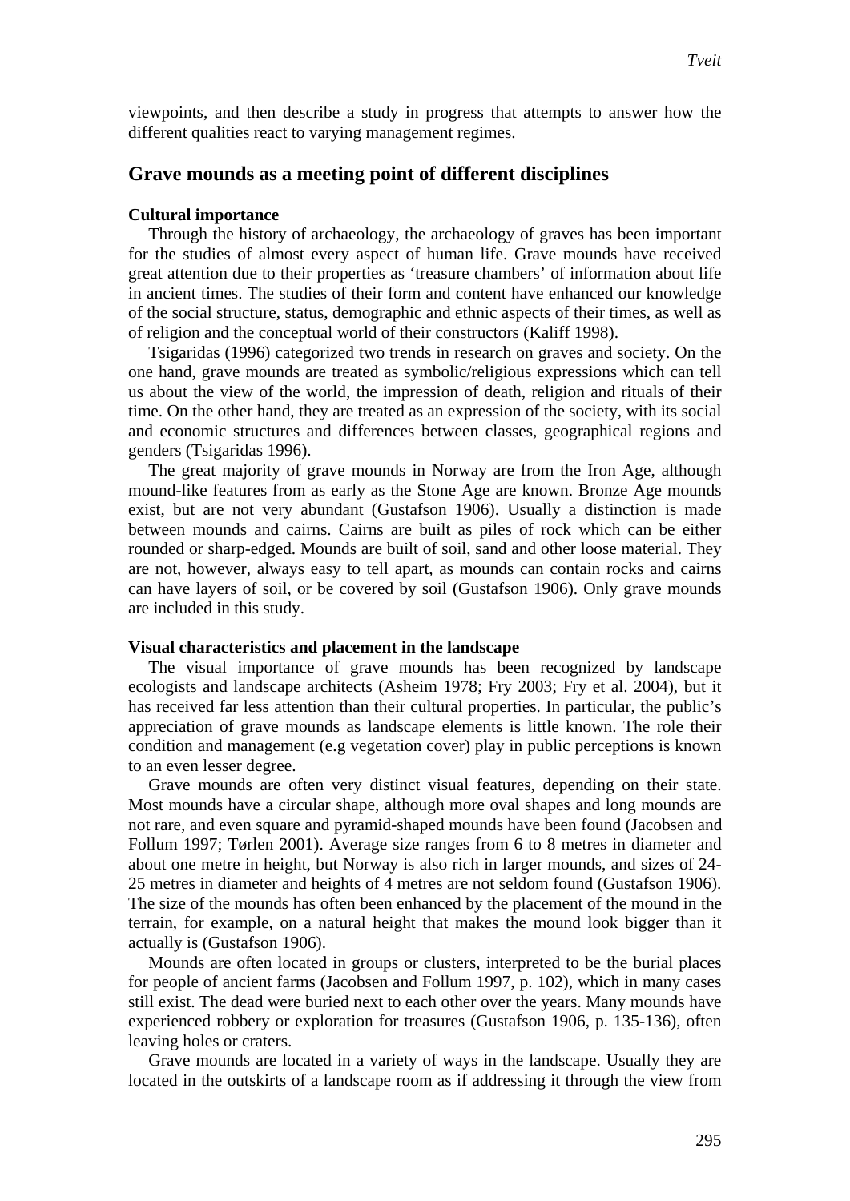viewpoints, and then describe a study in progress that attempts to answer how the different qualities react to varying management regimes.

## Grave mounds as a meeting point of different disciplines

**Cultural importance**

Through the history of archaeology, the archaeology of graves has been important for the studies of almost every aspect of human life. Grave mounds have received great attention due to their properties as 'treasure chambers' of information about life in ancient times. The studies of their form and content have enhanced our knowledge of the social structure, status, demographic and ethnic aspects of their times, as well as of religion and the conceptual world of their constructors (Kaliff 1998).

Tsigaridas (1996) categorized two trends in research on graves and society. On the one hand, grave mounds are treated as symbolic/religious expressions which can tell us about the view of the world, the impression of death, religion and rituals of their time. On the other hand, they are treated as an expression of the society, with its social and economic structures and differences between classes, geographical regions and genders (Tsigaridas 1996).

The great majority of grave mounds in Norway are from the Iron Age, although mound-like features from as early as the Stone Age are known. Bronze Age mounds exist, but are not very abundant (Gustafson 1906). Usually a distinction is made between mounds and cairns. Cairns are built as piles of rock which can be either rounded or sharp-edged. Mounds are built of soil, sand and other loose material. They are not, however, always easy to tell apart, as mounds can contain rocks and cairns can have layers of soil, or be covered by soil (Gustafson 1906). Only grave mounds are included in this study.

**Visual characteristics and placement in the landscape**

The visual importance of grave mounds has been recognized by landscape ecologists and landscape architects (Asheim 1978; Fry 2003; Fry et al. 2004), but it has received far less attention than their cultural properties. In particular, the public's appreciation of grave mounds as landscape elements is little known. The role their condition and management (e.g vegetation cover) play in public perceptions is known to an even lesser degree.

Grave mounds are often very distinct visual features, depending on their state. Most mounds have a circular shape, although more oval shapes and long mounds are not rare, and even square and pyramid-shaped mounds have been found (Jacobsen and Follum 1997; Tørlen 2001). Average size ranges from 6 to 8 metres in diameter and about one metre in height, but Norway is also rich in larger mounds, and sizes of 24-25 metres in diameter and heights of 4 metres are not seldom found (Gustafson 1906). The size of the mounds has often been enhanced by the placement of the mound in the terrain, for example, on a natural height that makes the mound look bigger than it actually is (Gustafson 1906).

Mounds are often located in groups or clusters, interpreted to be the burial places for people of ancient farms (Jacobsen and Follum 1997, p. 102), which in many cases still exist. The dead were buried next to each other over the years. Many mounds have experienced robbery or exploration for treasures (Gustafson 1906, p. 135-136), often leaving holes or craters.

Grave mounds are located in a variety of ways in the landscape. Usually they are located in the outskirts of a landscape room as if addressing it through the view from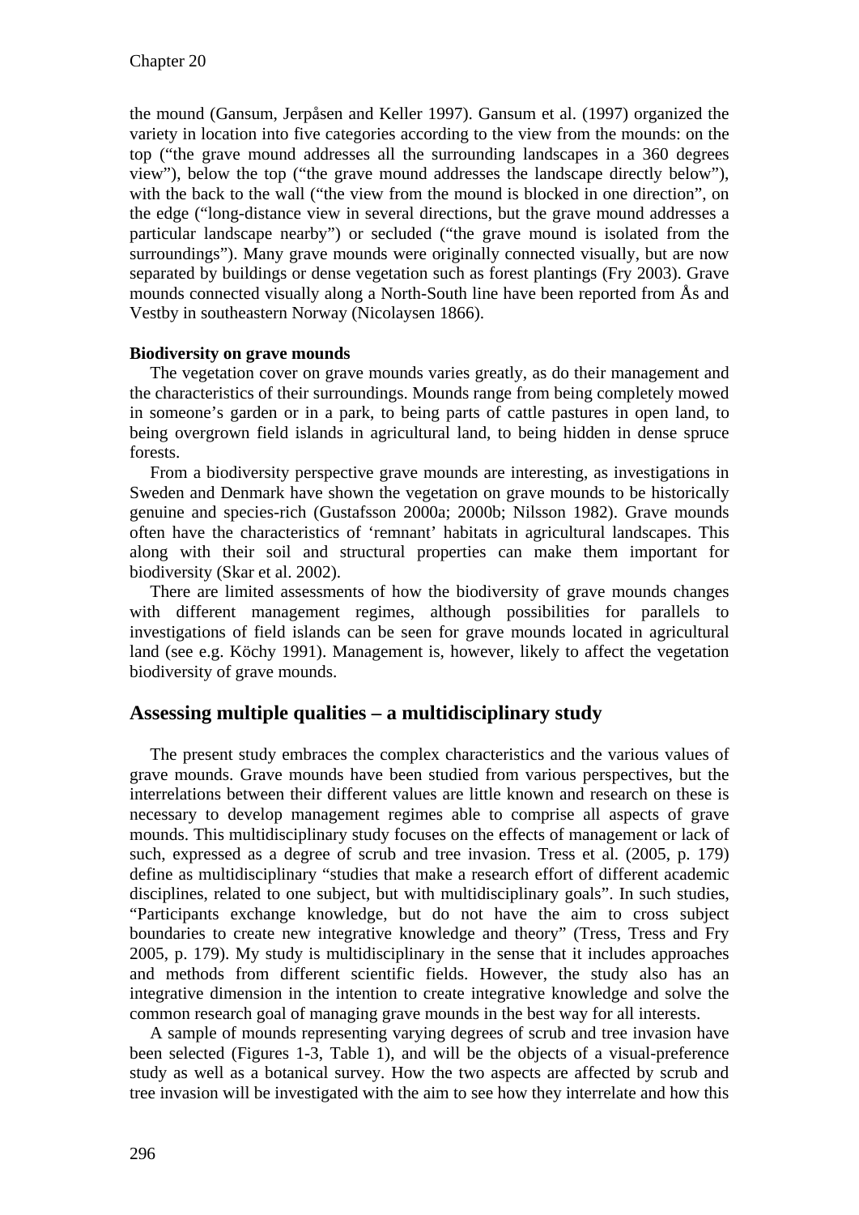the mound (Gansum, Jerpåsen and Keller 1997). Gansum et al. (1997) organized the variety in location into five categories according to the view from the mounds: on the top ("the grave mound addresses all the surrounding landscapes in a 360 degrees view"), below the top ("the grave mound addresses the landscape directly below"), with the back to the wall ("the view from the mound is blocked in one direction", on the edge ("long-distance view in several directions, but the grave mound addresses a particular landscape nearby") or secluded ("the grave mound is isolated from the surroundings"). Many grave mounds were originally connected visually, but are now separated by buildings or dense vegetation such as forest plantings (Fry 2003). Grave mounds connected visually along a North-South line have been reported from Ås and Vestby in southeastern Norway (Nicolaysen 1866).

**Biodiversity on grave mounds**

The vegetation cover on grave mounds varies greatly, as do their management and the characteristics of their surroundings. Mounds range from being completely mowed in someone's garden or in a park, to being parts of cattle pastures in open land, to being overgrown field islands in agricultural land, to being hidden in dense spruce forests.

From a biodiversity perspective grave mounds are interesting, as investigations in Sweden and Denmark have shown the vegetation on grave mounds to be historically genuine and species-rich (Gustafsson 2000a; 2000b; Nilsson 1982). Grave mounds often have the characteristics of 'remnant' habitats in agricultural landscapes. This along with their soil and structural properties can make them important for biodiversity (Skar et al. 2002).

There are limited assessments of how the biodiversity of grave mounds changes with different management regimes, although possibilities for parallels to investigations of field islands can be seen for grave mounds located in agricultural land (see e.g. Köchy 1991). Management is, however, likely to affect the vegetation biodiversity of grave mounds.

## Assessing multiple qualities – a multidisciplinary study

The present study embraces the complex characteristics and the various values of grave mounds. Grave mounds have been studied from various perspectives, but the interrelations between their different values are little known and research on these is necessary to develop management regimes able to comprise all aspects of grave mounds. This multidisciplinary study focuses on the effects of management or lack of such, expressed as a degree of scrub and tree invasion. Tress et al. (2005, p. 179) define as multidisciplinary "studies that make a research effort of different academic disciplines, related to one subject, but with multidisciplinary goals". In such studies, "Participants exchange knowledge, but do not have the aim to cross subject boundaries to create new integrative knowledge and theory" (Tress, Tress and Fry 2005, p. 179). My study is multidisciplinary in the sense that it includes approaches and methods from different scientific fields. However, the study also has an integrative dimension in the intention to create integrative knowledge and solve the common research goal of managing grave mounds in the best way for all interests.

A sample of mounds representing varying degrees of scrub and tree invasion have been selected (Figures 1-3, Table 1), and will be the objects of a visual-preference study as well as a botanical survey. How the two aspects are affected by scrub and tree invasion will be investigated with the aim to see how they interrelate and how this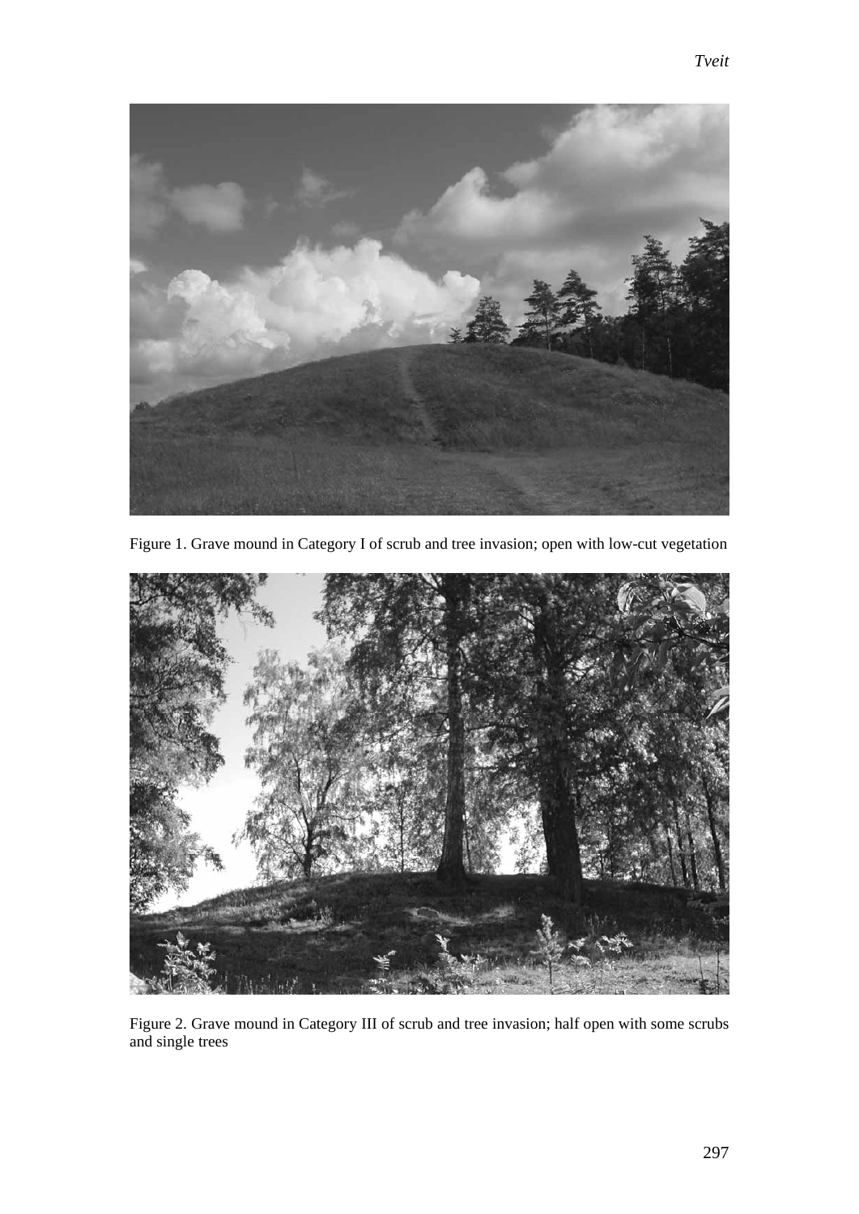Figure 1. Grave mound in Category I of scrub and tree invasion; open with low-cut vegetation

Figure 2. Grave mound in Category III of scrub and tree invasion; half open with some scrubs and single trees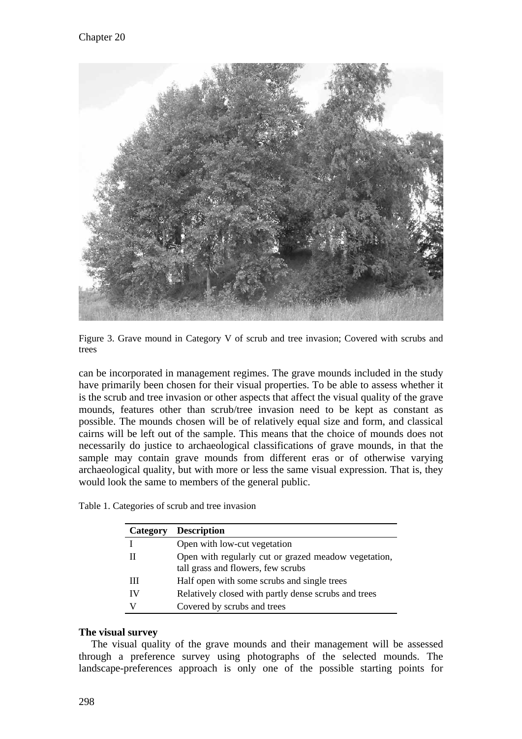Figure 3. Grave mound in Category V of scrub and tree invasion; Covered with scrubs and trees

can be incorporated in management regimes. The grave mounds included in the study have primarily been chosen for their visual properties. To be able to assess whether it is the scrub and tree invasion or other aspects that affect the visual quality of the grave mounds, features other than scrub/tree invasion need to be kept as constant as possible. The mounds chosen will be of relatively equal size and form, and classical cairns will be left out of the sample. This means that the choice of mounds does not necessarily do justice to archaeological classifications of grave mounds, in that the sample may contain grave mounds from different eras or of otherwise varying archaeological quality, but with more or less the same visual expression. That is, they would look the same to members of the general public.

Table 1. Categories of scrub and tree invasion

| Category | Description |
|---|---|
| I | Open with low-cut vegetation |
| II | Open with regularly cut or grazed meadow vegetation, tall grass and flowers, few scrubs |
| III | Half open with some scrubs and single trees |
| IV | Relatively closed with partly dense scrubs and trees |
| V | Covered by scrubs and trees |

**The visual survey**

The visual quality of the grave mounds and their management will be assessed through a preference survey using photographs of the selected mounds. The landscape-preferences approach is only one of the possible starting points for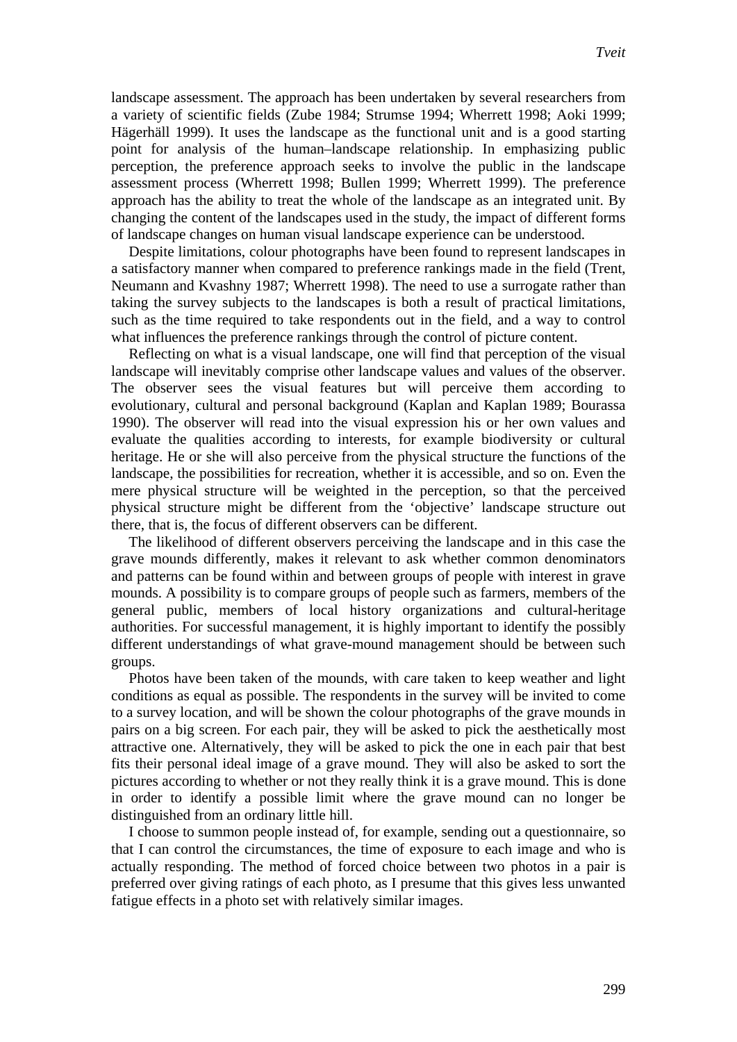landscape assessment. The approach has been undertaken by several researchers from a variety of scientific fields (Zube 1984; Strumse 1994; Wherrett 1998; Aoki 1999; Hägerhäll 1999). It uses the landscape as the functional unit and is a good starting point for analysis of the human–landscape relationship. In emphasizing public perception, the preference approach seeks to involve the public in the landscape assessment process (Wherrett 1998; Bullen 1999; Wherrett 1999). The preference approach has the ability to treat the whole of the landscape as an integrated unit. By changing the content of the landscapes used in the study, the impact of different forms of landscape changes on human visual landscape experience can be understood.

Despite limitations, colour photographs have been found to represent landscapes in a satisfactory manner when compared to preference rankings made in the field (Trent, Neumann and Kvashny 1987; Wherrett 1998). The need to use a surrogate rather than taking the survey subjects to the landscapes is both a result of practical limitations, such as the time required to take respondents out in the field, and a way to control what influences the preference rankings through the control of picture content.

Reflecting on what is a visual landscape, one will find that perception of the visual landscape will inevitably comprise other landscape values and values of the observer. The observer sees the visual features but will perceive them according to evolutionary, cultural and personal background (Kaplan and Kaplan 1989; Bourassa 1990). The observer will read into the visual expression his or her own values and evaluate the qualities according to interests, for example biodiversity or cultural heritage. He or she will also perceive from the physical structure the functions of the landscape, the possibilities for recreation, whether it is accessible, and so on. Even the mere physical structure will be weighted in the perception, so that the perceived physical structure might be different from the 'objective' landscape structure out there, that is, the focus of different observers can be different.

The likelihood of different observers perceiving the landscape and in this case the grave mounds differently, makes it relevant to ask whether common denominators and patterns can be found within and between groups of people with interest in grave mounds. A possibility is to compare groups of people such as farmers, members of the general public, members of local history organizations and cultural-heritage authorities. For successful management, it is highly important to identify the possibly different understandings of what grave-mound management should be between such groups.

Photos have been taken of the mounds, with care taken to keep weather and light conditions as equal as possible. The respondents in the survey will be invited to come to a survey location, and will be shown the colour photographs of the grave mounds in pairs on a big screen. For each pair, they will be asked to pick the aesthetically most attractive one. Alternatively, they will be asked to pick the one in each pair that best fits their personal ideal image of a grave mound. They will also be asked to sort the pictures according to whether or not they really think it is a grave mound. This is done in order to identify a possible limit where the grave mound can no longer be distinguished from an ordinary little hill.

I choose to summon people instead of, for example, sending out a questionnaire, so that I can control the circumstances, the time of exposure to each image and who is actually responding. The method of forced choice between two photos in a pair is preferred over giving ratings of each photo, as I presume that this gives less unwanted fatigue effects in a photo set with relatively similar images.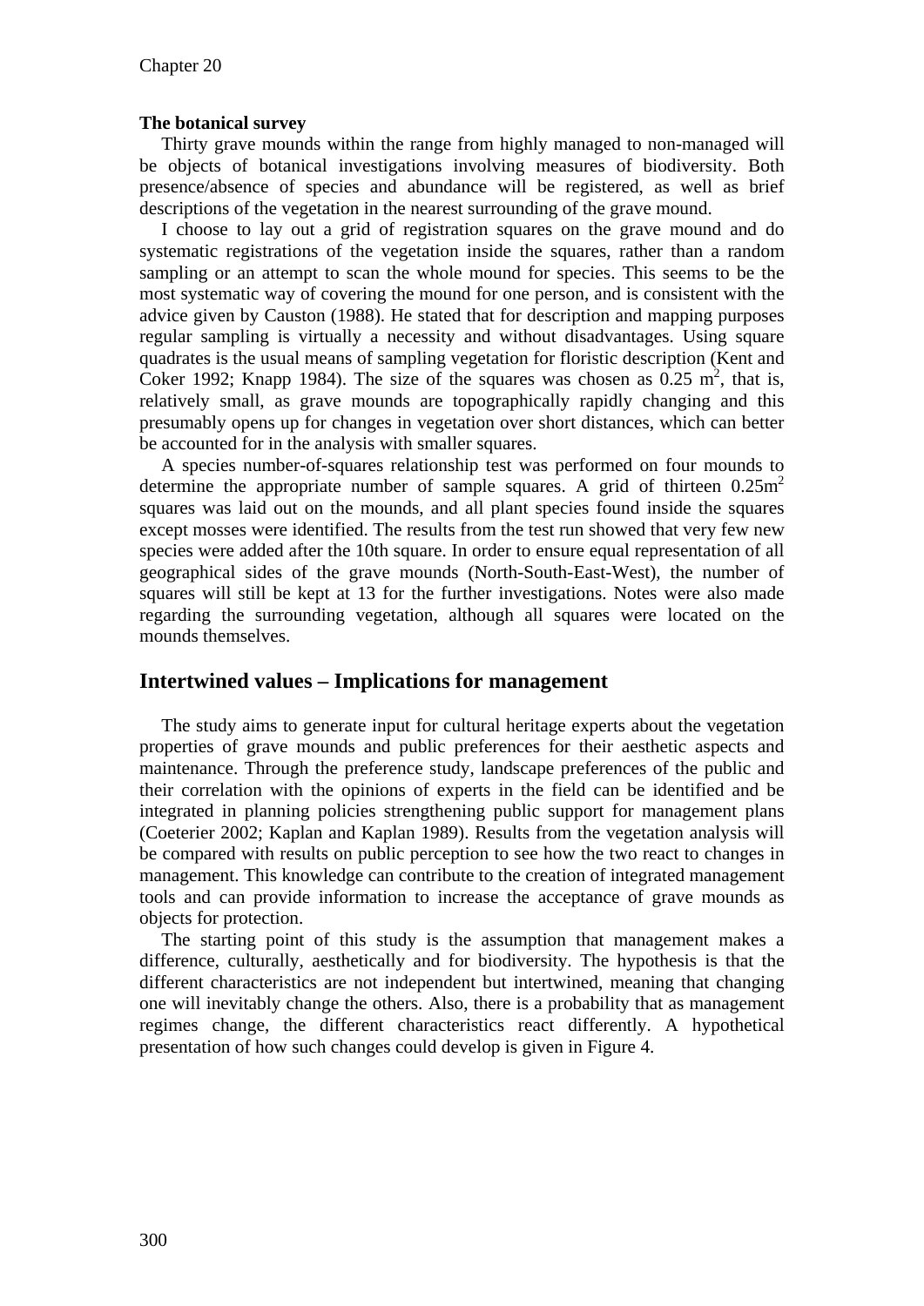**The botanical survey**

Thirty grave mounds within the range from highly managed to non-managed will be objects of botanical investigations involving measures of biodiversity. Both presence/absence of species and abundance will be registered, as well as brief descriptions of the vegetation in the nearest surrounding of the grave mound.

I choose to lay out a grid of registration squares on the grave mound and do systematic registrations of the vegetation inside the squares, rather than a random sampling or an attempt to scan the whole mound for species. This seems to be the most systematic way of covering the mound for one person, and is consistent with the advice given by Causton (1988). He stated that for description and mapping purposes regular sampling is virtually a necessity and without disadvantages. Using square quadrates is the usual means of sampling vegetation for floristic description (Kent and Coker 1992; Knapp 1984). The size of the squares was chosen as 0.25 $m^2$, that is, relatively small, as grave mounds are topographically rapidly changing and this presumably opens up for changes in vegetation over short distances, which can better be accounted for in the analysis with smaller squares.

A species number-of-squares relationship test was performed on four mounds to determine the appropriate number of sample squares. A grid of thirteen 0.25$m^2$ squares was laid out on the mounds, and all plant species found inside the squares except mosses were identified. The results from the test run showed that very few new species were added after the 10th square. In order to ensure equal representation of all geographical sides of the grave mounds (North-South-East-West), the number of squares will still be kept at 13 for the further investigations. Notes were also made regarding the surrounding vegetation, although all squares were located on the mounds themselves.

## Intertwined values – Implications for management

The study aims to generate input for cultural heritage experts about the vegetation properties of grave mounds and public preferences for their aesthetic aspects and maintenance. Through the preference study, landscape preferences of the public and their correlation with the opinions of experts in the field can be identified and be integrated in planning policies strengthening public support for management plans (Coeterier 2002; Kaplan and Kaplan 1989). Results from the vegetation analysis will be compared with results on public perception to see how the two react to changes in management. This knowledge can contribute to the creation of integrated management tools and can provide information to increase the acceptance of grave mounds as objects for protection.

The starting point of this study is the assumption that management makes a difference, culturally, aesthetically and for biodiversity. The hypothesis is that the different characteristics are not independent but intertwined, meaning that changing one will inevitably change the others. Also, there is a probability that as management regimes change, the different characteristics react differently. A hypothetical presentation of how such changes could develop is given in Figure 4.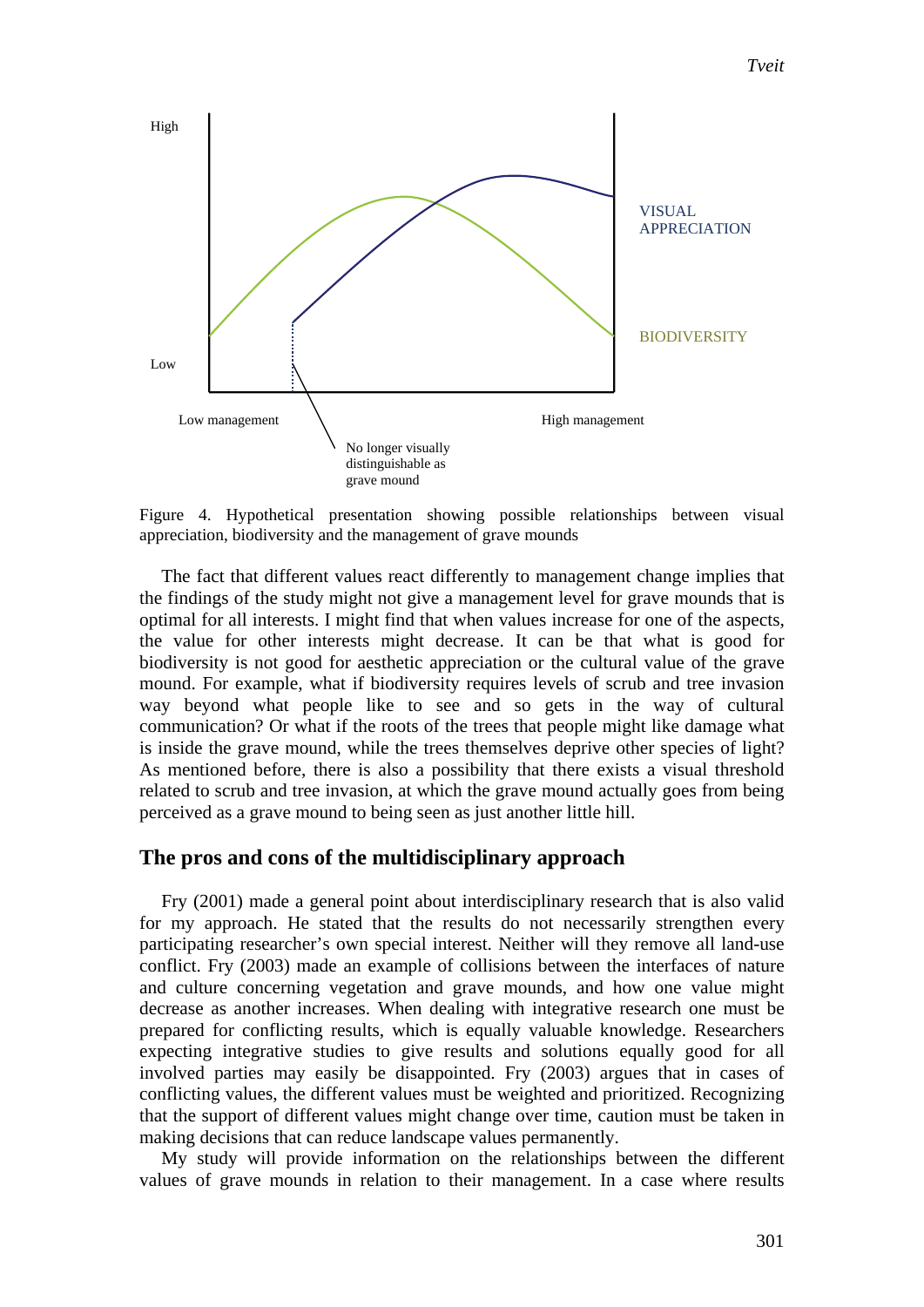Figure 4. Hypothetical presentation showing possible relationships between visual appreciation, biodiversity and the management of grave mounds

The fact that different values react differently to management change implies that the findings of the study might not give a management level for grave mounds that is optimal for all interests. I might find that when values increase for one of the aspects, the value for other interests might decrease. It can be that what is good for biodiversity is not good for aesthetic appreciation or the cultural value of the grave mound. For example, what if biodiversity requires levels of scrub and tree invasion way beyond what people like to see and so gets in the way of cultural communication? Or what if the roots of the trees that people might like damage what is inside the grave mound, while the trees themselves deprive other species of light? As mentioned before, there is also a possibility that there exists a visual threshold related to scrub and tree invasion, at which the grave mound actually goes from being perceived as a grave mound to being seen as just another little hill.

## The pros and cons of the multidisciplinary approach

Fry (2001) made a general point about interdisciplinary research that is also valid for my approach. He stated that the results do not necessarily strengthen every participating researcher's own special interest. Neither will they remove all land-use conflict. Fry (2003) made an example of collisions between the interfaces of nature and culture concerning vegetation and grave mounds, and how one value might decrease as another increases. When dealing with integrative research one must be prepared for conflicting results, which is equally valuable knowledge. Researchers expecting integrative studies to give results and solutions equally good for all involved parties may easily be disappointed. Fry (2003) argues that in cases of conflicting values, the different values must be weighted and prioritized. Recognizing that the support of different values might change over time, caution must be taken in making decisions that can reduce landscape values permanently.

My study will provide information on the relationships between the different values of grave mounds in relation to their management. In a case where results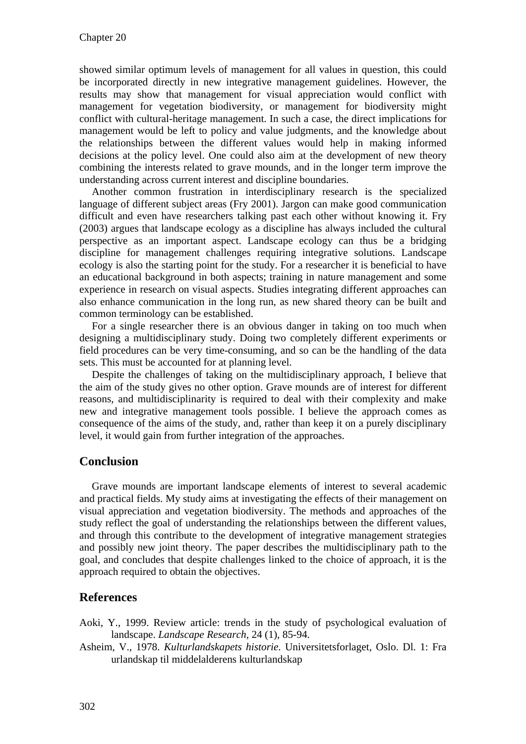showed similar optimum levels of management for all values in question, this could be incorporated directly in new integrative management guidelines. However, the results may show that management for visual appreciation would conflict with management for vegetation biodiversity, or management for biodiversity might conflict with cultural-heritage management. In such a case, the direct implications for management would be left to policy and value judgments, and the knowledge about the relationships between the different values would help in making informed decisions at the policy level. One could also aim at the development of new theory combining the interests related to grave mounds, and in the longer term improve the understanding across current interest and discipline boundaries.

Another common frustration in interdisciplinary research is the specialized language of different subject areas (Fry 2001). Jargon can make good communication difficult and even have researchers talking past each other without knowing it. Fry (2003) argues that landscape ecology as a discipline has always included the cultural perspective as an important aspect. Landscape ecology can thus be a bridging discipline for management challenges requiring integrative solutions. Landscape ecology is also the starting point for the study. For a researcher it is beneficial to have an educational background in both aspects; training in nature management and some experience in research on visual aspects. Studies integrating different approaches can also enhance communication in the long run, as new shared theory can be built and common terminology can be established.

For a single researcher there is an obvious danger in taking on too much when designing a multidisciplinary study. Doing two completely different experiments or field procedures can be very time-consuming, and so can be the handling of the data sets. This must be accounted for at planning level.

Despite the challenges of taking on the multidisciplinary approach, I believe that the aim of the study gives no other option. Grave mounds are of interest for different reasons, and multidisciplinarity is required to deal with their complexity and make new and integrative management tools possible. I believe the approach comes as consequence of the aims of the study, and, rather than keep it on a purely disciplinary level, it would gain from further integration of the approaches.

## Conclusion

Grave mounds are important landscape elements of interest to several academic and practical fields. My study aims at investigating the effects of their management on visual appreciation and vegetation biodiversity. The methods and approaches of the study reflect the goal of understanding the relationships between the different values, and through this contribute to the development of integrative management strategies and possibly new joint theory. The paper describes the multidisciplinary path to the goal, and concludes that despite challenges linked to the choice of approach, it is the approach required to obtain the objectives.

## References

Aoki, Y., 1999. Review article: trends in the study of psychological evaluation of landscape. *Landscape Research*, 24 (1), 85-94.

Asheim, V., 1978. *Kulturlandskapets historie*. Universitetsforlaget, Oslo. Dl. 1: Fra urlandskap til middelalderens kulturlandskap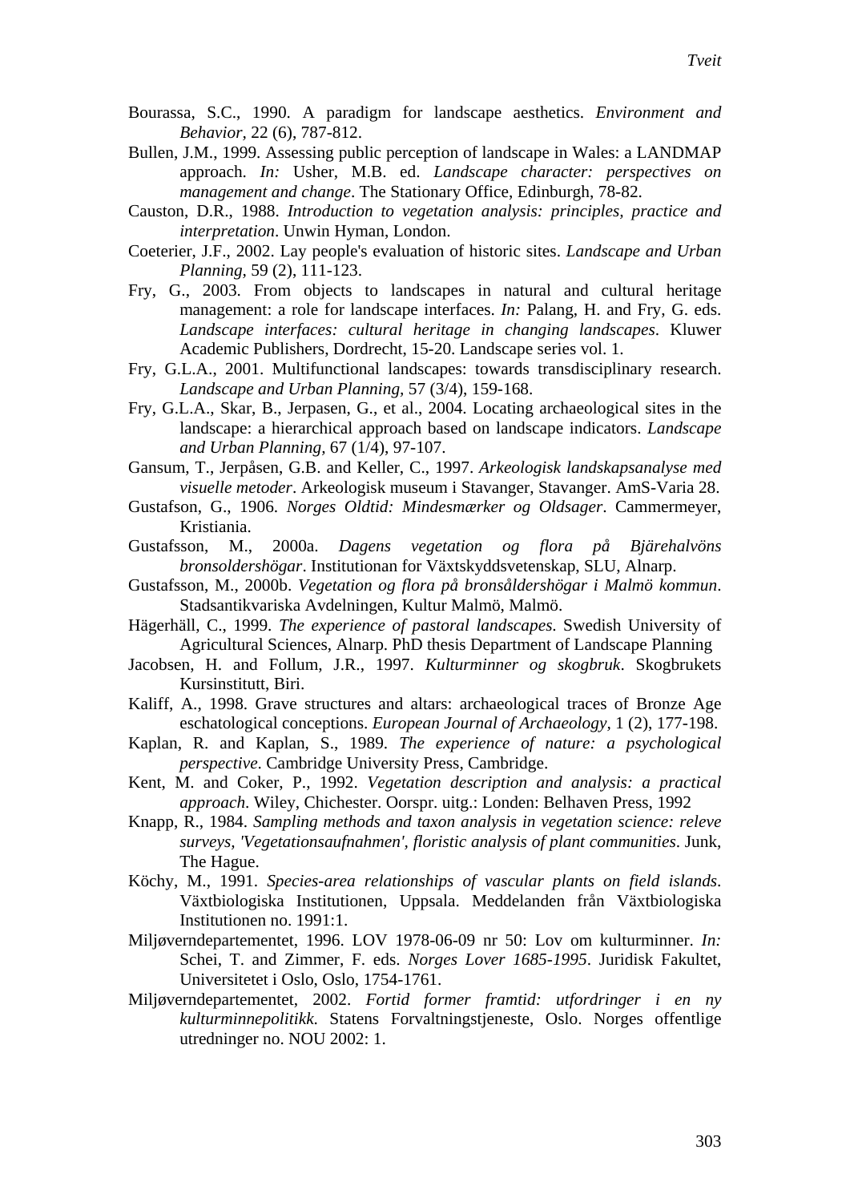Bourassa, S.C., 1990. A paradigm for landscape aesthetics. *Environment and Behavior*, 22 (6), 787-812.

Bullen, J.M., 1999. Assessing public perception of landscape in Wales: a LANDMAP approach. *In:* Usher, M.B. ed. *Landscape character: perspectives on management and change*. The Stationary Office, Edinburgh, 78-82.

Causton, D.R., 1988. *Introduction to vegetation analysis: principles, practice and interpretation*. Unwin Hyman, London.

Coeterier, J.F., 2002. Lay people's evaluation of historic sites. *Landscape and Urban Planning*, 59 (2), 111-123.

Fry, G., 2003. From objects to landscapes in natural and cultural heritage management: a role for landscape interfaces. *In:* Palang, H. and Fry, G. eds. *Landscape interfaces: cultural heritage in changing landscapes*. Kluwer Academic Publishers, Dordrecht, 15-20. Landscape series vol. 1.

Fry, G.L.A., 2001. Multifunctional landscapes: towards transdisciplinary research. *Landscape and Urban Planning*, 57 (3/4), 159-168.

Fry, G.L.A., Skar, B., Jerpasen, G., et al., 2004. Locating archaeological sites in the landscape: a hierarchical approach based on landscape indicators. *Landscape and Urban Planning*, 67 (1/4), 97-107.

Gansum, T., Jerpåsen, G.B. and Keller, C., 1997. *Arkeologisk landskapsanalyse med visuelle metoder*. Arkeologisk museum i Stavanger, Stavanger. AmS-Varia 28.

Gustafson, G., 1906. *Norges Oldtid: Mindesmærker og Oldsager*. Cammermeyer, Kristiania.

Gustafsson, M., 2000a. *Dagens vegetation og flora på Bjärehalvöns bronsoldershögar*. Institutionan for Växtskyddsvetenskap, SLU, Alnarp.

Gustafsson, M., 2000b. *Vegetation og flora på bronsåldershögar i Malmö kommun*. Stadsantikvariska Avdelningen, Kultur Malmö, Malmö.

Hägerhäll, C., 1999. *The experience of pastoral landscapes*. Swedish University of Agricultural Sciences, Alnarp. PhD thesis Department of Landscape Planning

Jacobsen, H. and Follum, J.R., 1997. *Kulturminner og skogbruk*. Skogbrukets Kursinstitutt, Biri.

Kaliff, A., 1998. Grave structures and altars: archaeological traces of Bronze Age eschatological conceptions. *European Journal of Archaeology*, 1 (2), 177-198.

Kaplan, R. and Kaplan, S., 1989. *The experience of nature: a psychological perspective*. Cambridge University Press, Cambridge.

Kent, M. and Coker, P., 1992. *Vegetation description and analysis: a practical approach*. Wiley, Chichester. Oorspr. uitg.: Londen: Belhaven Press, 1992

Knapp, R., 1984. *Sampling methods and taxon analysis in vegetation science: releve surveys, 'Vegetationsaufnahmen', floristic analysis of plant communities*. Junk, The Hague.

Köchy, M., 1991. *Species-area relationships of vascular plants on field islands*. Växtbiologiska Institutionen, Uppsala. Meddelanden från Växtbiologiska Institutionen no. 1991:1.

Miljøverndepartementet, 1996. LOV 1978-06-09 nr 50: Lov om kulturminner. *In:* Schei, T. and Zimmer, F. eds. *Norges Lover 1685-1995*. Juridisk Fakultet, Universitetet i Oslo, Oslo, 1754-1761.

Miljøverndepartementet, 2002. *Fortid former framtid: utfordringer i en ny kulturminnepolitikk*. Statens Forvaltningstjeneste, Oslo. Norges offentlige utredninger no. NOU 2002: 1.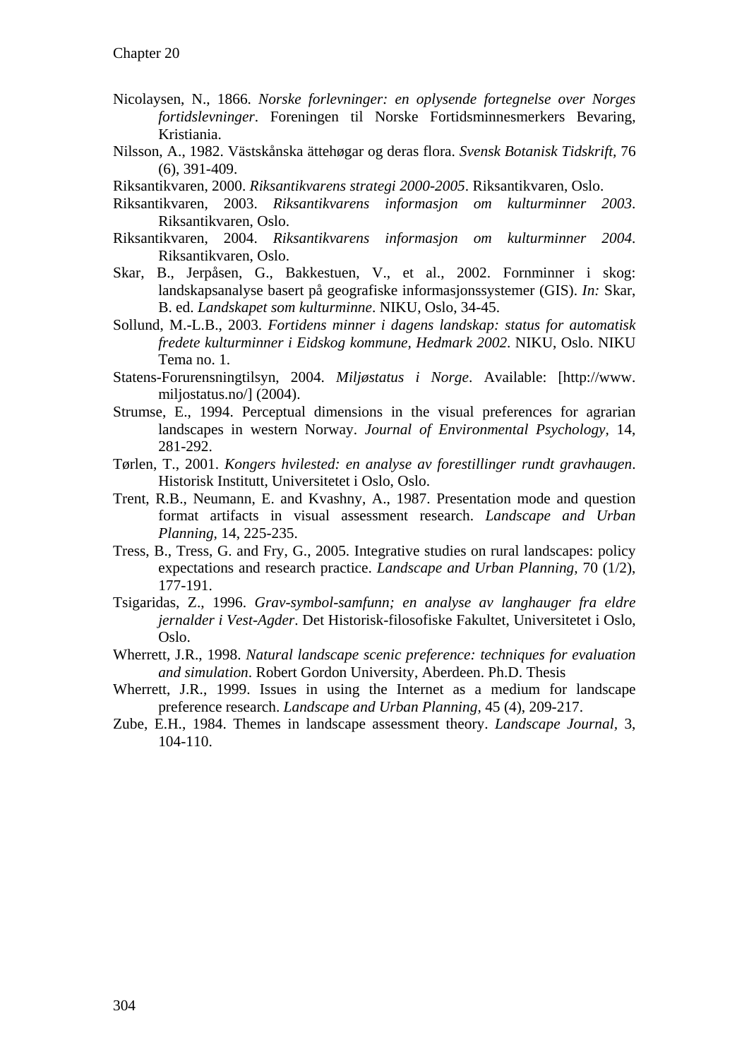Nicolaysen, N., 1866. *Norske forlevninger: en oplysende fortegnelse over Norges fortidslevninger*. Foreningen til Norske Fortidsminnesmerkers Bevaring, Kristiania.

Nilsson, A., 1982. Västskånska ättehøgar og deras flora. *Svensk Botanisk Tidskrift*, 76 (6), 391-409.

Riksantikvaren, 2000. *Riksantikvarens strategi 2000-2005*. Riksantikvaren, Oslo.

Riksantikvaren, 2003. *Riksantikvarens informasjon om kulturminner 2003*. Riksantikvaren, Oslo.

Riksantikvaren, 2004. *Riksantikvarens informasjon om kulturminner 2004*. Riksantikvaren, Oslo.

Skar, B., Jerpåsen, G., Bakkestuen, V., et al., 2002. Fornminner i skog: landskapsanalyse basert på geografiske informasjonssystemer (GIS). *In:* Skar, B. ed. *Landskapet som kulturminne*. NIKU, Oslo, 34-45.

Sollund, M.-L.B., 2003. *Fortidens minner i dagens landskap: status for automatisk fredete kulturminner i Eidskog kommune, Hedmark 2002*. NIKU, Oslo. NIKU Tema no. 1.

Statens-Forurensningtilsyn, 2004. *Miljøstatus i Norge*. Available: [http://www.miljostatus.no/] (2004).

Strumse, E., 1994. Perceptual dimensions in the visual preferences for agrarian landscapes in western Norway. *Journal of Environmental Psychology*, 14, 281-292.

Tørlen, T., 2001. *Kongers hvilested: en analyse av forestillinger rundt gravhaugen*. Historisk Institutt, Universitetet i Oslo, Oslo.

Trent, R.B., Neumann, E. and Kvashny, A., 1987. Presentation mode and question format artifacts in visual assessment research. *Landscape and Urban Planning*, 14, 225-235.

Tress, B., Tress, G. and Fry, G., 2005. Integrative studies on rural landscapes: policy expectations and research practice. *Landscape and Urban Planning*, 70 (1/2), 177-191.

Tsigaridas, Z., 1996. *Grav-symbol-samfunn; en analyse av langhauger fra eldre jernalder i Vest-Agder*. Det Historisk-filosofiske Fakultet, Universitetet i Oslo, Oslo.

Wherrett, J.R., 1998. *Natural landscape scenic preference: techniques for evaluation and simulation*. Robert Gordon University, Aberdeen. Ph.D. Thesis

Wherrett, J.R., 1999. Issues in using the Internet as a medium for landscape preference research. *Landscape and Urban Planning*, 45 (4), 209-217.

Zube, E.H., 1984. Themes in landscape assessment theory. *Landscape Journal*, 3, 104-110.